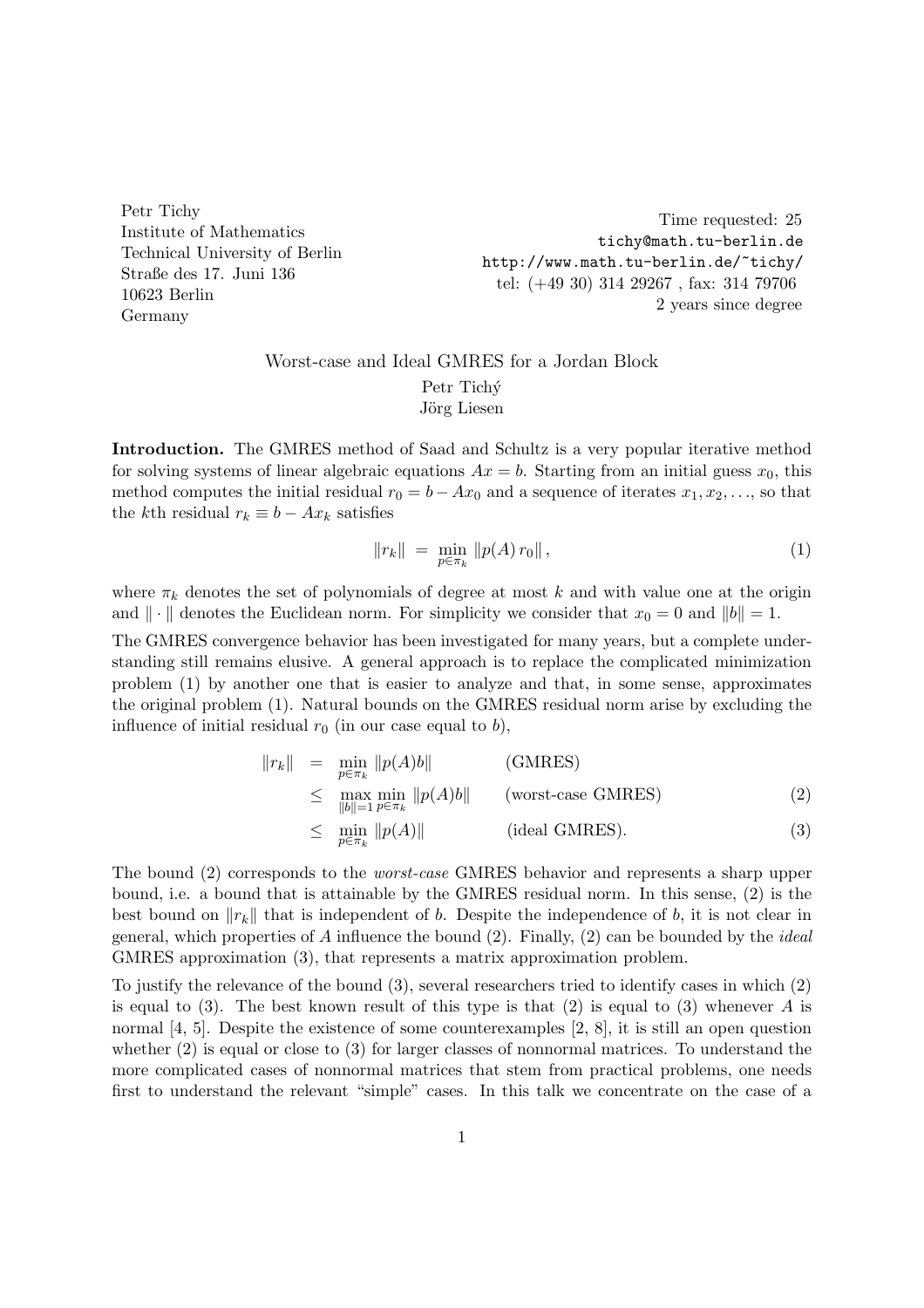Petr Tichy
Institute of Mathematics
Technical University of Berlin
Straße des 17. Juni 136
10623 Berlin
Germany

Time requested: 25
tichy@math.tu-berlin.de
http://www.math.tu-berlin.de/~tichy/
tel: (+49 30) 314 29267 , fax: 314 79706
2 years since degree

# Worst-case and Ideal GMRES for a Jordan Block

Petr Tichý
Jörg Liesen

**Introduction.** The GMRES method of Saad and Schultz is a very popular iterative method for solving systems of linear algebraic equations $Ax = b$. Starting from an initial guess $x_0$, this method computes the initial residual $r_0 = b - Ax_0$ and a sequence of iterates $x_1, x_2, \ldots$, so that the $k$th residual $r_k \equiv b - Ax_k$ satisfies

$$\|r_k\| \;=\; \min_{p \in \pi_k} \|p(A)\, r_0\|\,, \tag{1}$$

where $\pi_k$ denotes the set of polynomials of degree at most $k$ and with value one at the origin and $\|\cdot\|$ denotes the Euclidean norm. For simplicity we consider that $x_0 = 0$ and $\|b\| = 1$.

The GMRES convergence behavior has been investigated for many years, but a complete understanding still remains elusive. A general approach is to replace the complicated minimization problem (1) by another one that is easier to analyze and that, in some sense, approximates the original problem (1). Natural bounds on the GMRES residual norm arise by excluding the influence of initial residual $r_0$ (in our case equal to $b$),

$$\begin{aligned}
\|r_k\| \;&=\; \min_{p \in \pi_k} \|p(A) b\| && \text{(GMRES)} \\
&\leq\; \max_{\|b\|=1} \min_{p \in \pi_k} \|p(A) b\| && \text{(worst-case GMRES)} \qquad (2)\\
&\leq\; \min_{p \in \pi_k} \|p(A)\| && \text{(ideal GMRES).} \qquad (3)
\end{aligned}$$

The bound (2) corresponds to the *worst-case* GMRES behavior and represents a sharp upper bound, i.e. a bound that is attainable by the GMRES residual norm. In this sense, (2) is the best bound on $\|r_k\|$ that is independent of $b$. Despite the independence of $b$, it is not clear in general, which properties of $A$ influence the bound (2). Finally, (2) can be bounded by the *ideal* GMRES approximation (3), that represents a matrix approximation problem.

To justify the relevance of the bound (3), several researchers tried to identify cases in which (2) is equal to (3). The best known result of this type is that (2) is equal to (3) whenever $A$ is normal [4, 5]. Despite the existence of some counterexamples [2, 8], it is still an open question whether (2) is equal or close to (3) for larger classes of nonnormal matrices. To understand the more complicated cases of nonnormal matrices that stem from practical problems, one needs first to understand the relevant "simple" cases. In this talk we concentrate on the case of a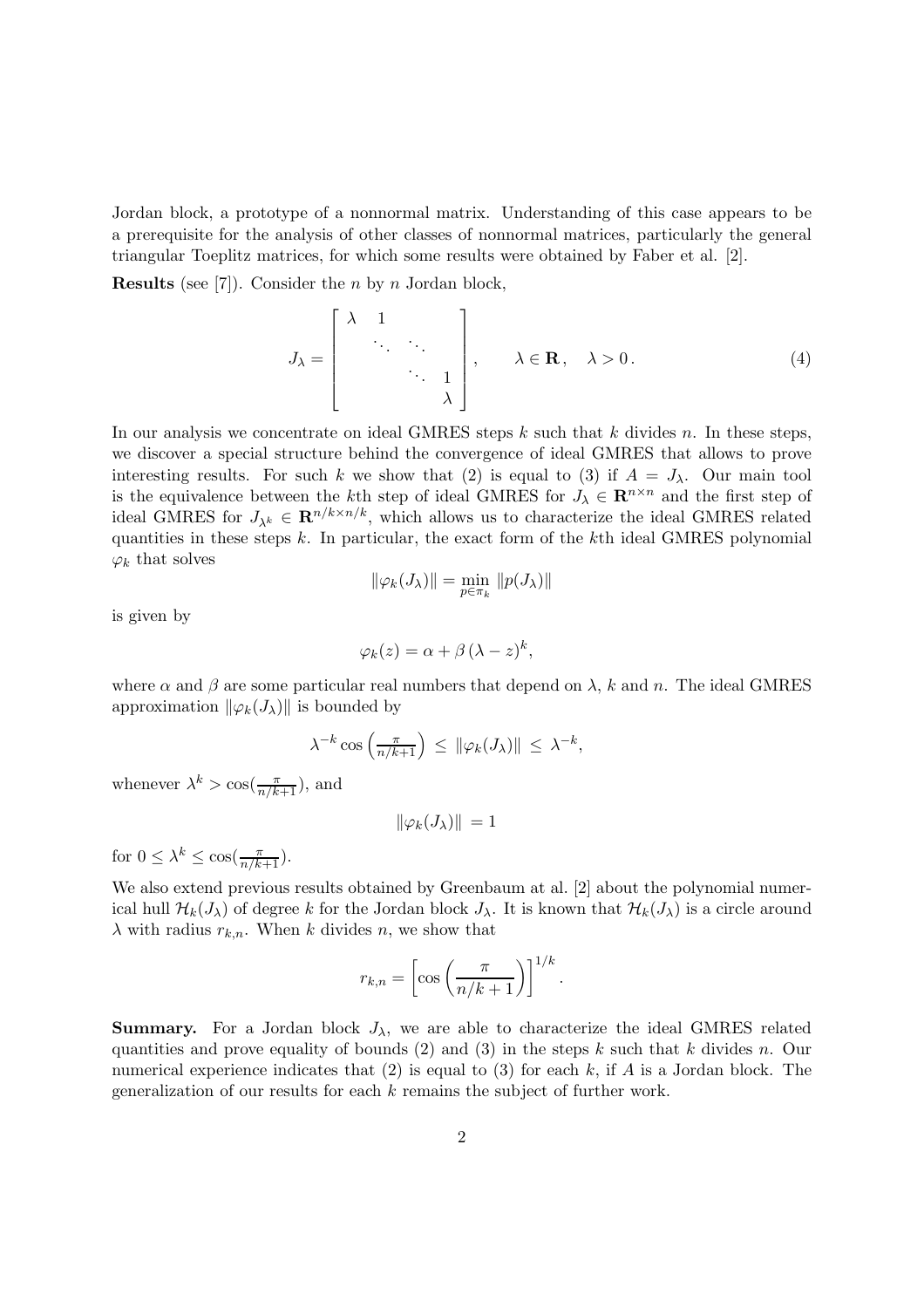Jordan block, a prototype of a nonnormal matrix. Understanding of this case appears to be a prerequisite for the analysis of other classes of nonnormal matrices, particularly the general triangular Toeplitz matrices, for which some results were obtained by Faber et al. [2].

**Results** (see [7]). Consider the $n$ by $n$ Jordan block,

$$J_\lambda = \begin{bmatrix} \lambda & 1 & & \\ & \ddots & \ddots & \\ & & \ddots & 1 \\ & & & \lambda \end{bmatrix}, \qquad \lambda \in \mathbf{R}, \quad \lambda > 0. \tag{4}$$

In our analysis we concentrate on ideal GMRES steps $k$ such that $k$ divides $n$. In these steps, we discover a special structure behind the convergence of ideal GMRES that allows to prove interesting results. For such $k$ we show that (2) is equal to (3) if $A = J_\lambda$. Our main tool is the equivalence between the $k$th step of ideal GMRES for $J_\lambda \in \mathbf{R}^{n \times n}$ and the first step of ideal GMRES for $J_{\lambda^k} \in \mathbf{R}^{n/k \times n/k}$, which allows us to characterize the ideal GMRES related quantities in these steps $k$. In particular, the exact form of the $k$th ideal GMRES polynomial $\varphi_k$ that solves

$$\|\varphi_k(J_\lambda)\| = \min_{p \in \pi_k} \|p(J_\lambda)\|$$

is given by

$$\varphi_k(z) = \alpha + \beta\,(\lambda - z)^k,$$

where $\alpha$ and $\beta$ are some particular real numbers that depend on $\lambda$, $k$ and $n$. The ideal GMRES approximation $\|\varphi_k(J_\lambda)\|$ is bounded by

$$\lambda^{-k} \cos\left(\tfrac{\pi}{n/k+1}\right) \le \|\varphi_k(J_\lambda)\| \le \lambda^{-k},$$

whenever $\lambda^k > \cos(\frac{\pi}{n/k+1})$, and

$$\|\varphi_k(J_\lambda)\| = 1$$

for $0 \le \lambda^k \le \cos(\frac{\pi}{n/k+1})$.

We also extend previous results obtained by Greenbaum at al. [2] about the polynomial numerical hull $\mathcal{H}_k(J_\lambda)$ of degree $k$ for the Jordan block $J_\lambda$. It is known that $\mathcal{H}_k(J_\lambda)$ is a circle around $\lambda$ with radius $r_{k,n}$. When $k$ divides $n$, we show that

$$r_{k,n} = \left[\cos\left(\frac{\pi}{n/k+1}\right)\right]^{1/k}.$$

**Summary.** For a Jordan block $J_\lambda$, we are able to characterize the ideal GMRES related quantities and prove equality of bounds (2) and (3) in the steps $k$ such that $k$ divides $n$. Our numerical experience indicates that (2) is equal to (3) for each $k$, if $A$ is a Jordan block. The generalization of our results for each $k$ remains the subject of further work.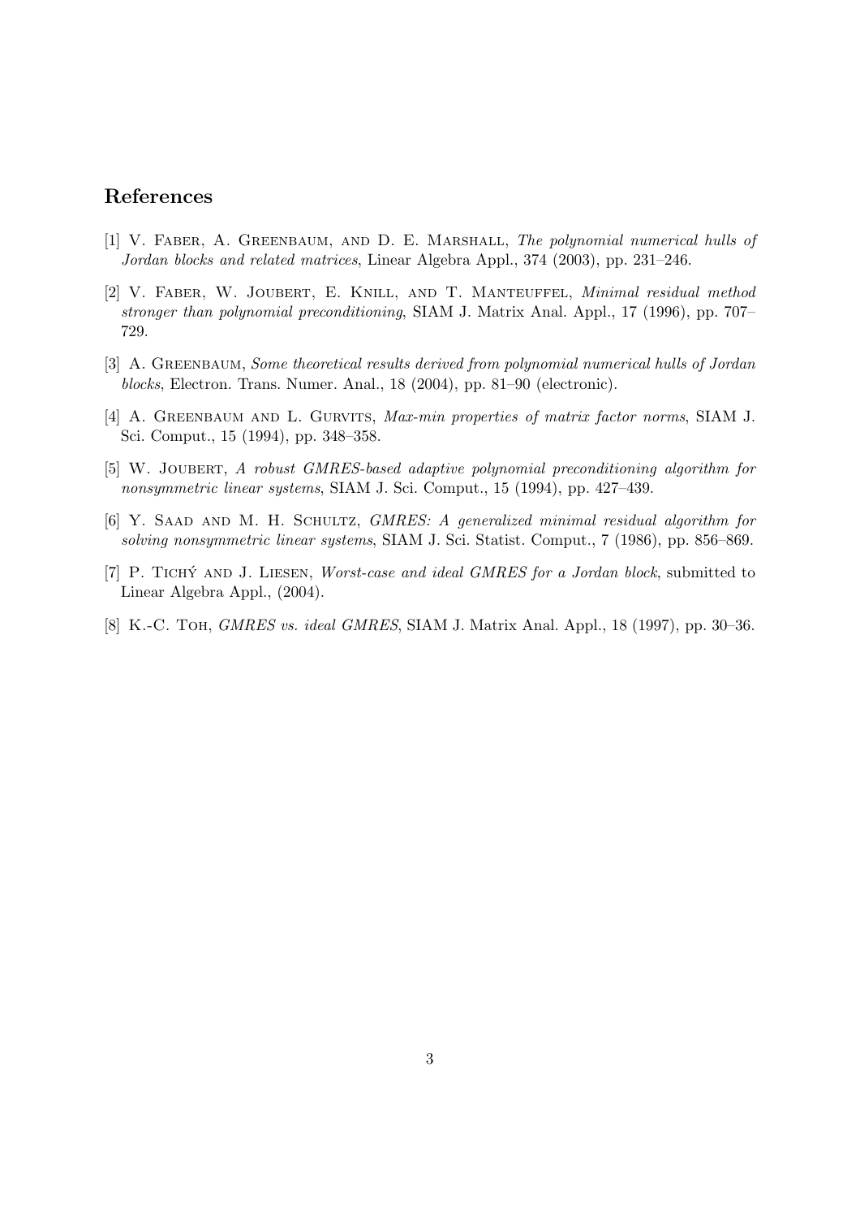## References

[1] V. Faber, A. Greenbaum, and D. E. Marshall, *The polynomial numerical hulls of Jordan blocks and related matrices*, Linear Algebra Appl., 374 (2003), pp. 231–246.

[2] V. Faber, W. Joubert, E. Knill, and T. Manteuffel, *Minimal residual method stronger than polynomial preconditioning*, SIAM J. Matrix Anal. Appl., 17 (1996), pp. 707–729.

[3] A. Greenbaum, *Some theoretical results derived from polynomial numerical hulls of Jordan blocks*, Electron. Trans. Numer. Anal., 18 (2004), pp. 81–90 (electronic).

[4] A. Greenbaum and L. Gurvits, *Max-min properties of matrix factor norms*, SIAM J. Sci. Comput., 15 (1994), pp. 348–358.

[5] W. Joubert, *A robust GMRES-based adaptive polynomial preconditioning algorithm for nonsymmetric linear systems*, SIAM J. Sci. Comput., 15 (1994), pp. 427–439.

[6] Y. Saad and M. H. Schultz, *GMRES: A generalized minimal residual algorithm for solving nonsymmetric linear systems*, SIAM J. Sci. Statist. Comput., 7 (1986), pp. 856–869.

[7] P. Tichý and J. Liesen, *Worst-case and ideal GMRES for a Jordan block*, submitted to Linear Algebra Appl., (2004).

[8] K.-C. Toh, *GMRES vs. ideal GMRES*, SIAM J. Matrix Anal. Appl., 18 (1997), pp. 30–36.